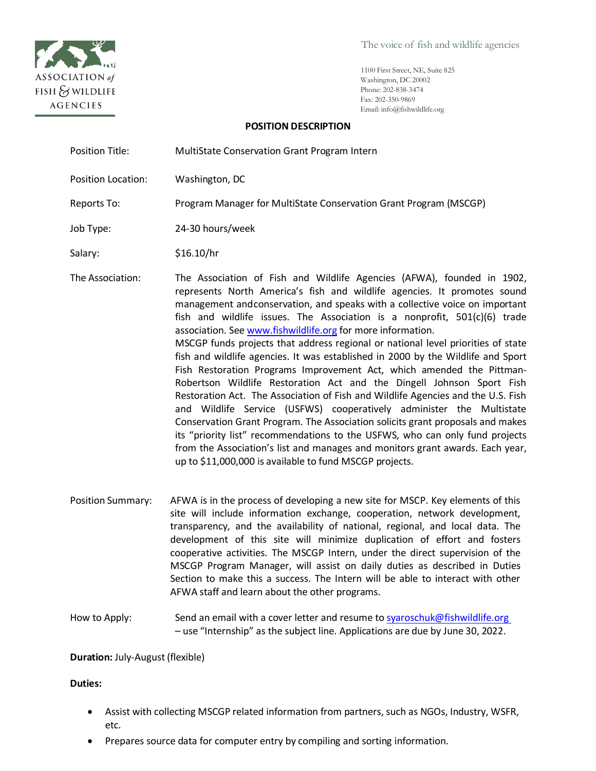ASSOCIATION of FISH & WILDLIFE AGENCIES

The voice of fish and wildlife agencies

1100 First Street, NE, Suite 825
Washington, DC 20002
Phone: 202-838-3474
Fax: 202-350-9869
Email: info@fishwildlife.org

## POSITION DESCRIPTION

**Position Title:** MultiState Conservation Grant Program Intern

**Position Location:** Washington, DC

**Reports To:** Program Manager for MultiState Conservation Grant Program (MSCGP)

**Job Type:** 24-30 hours/week

**Salary:** $16.10/hr

**The Association:** The Association of Fish and Wildlife Agencies (AFWA), founded in 1902, represents North America's fish and wildlife agencies. It promotes sound management andconservation, and speaks with a collective voice on important fish and wildlife issues. The Association is a nonprofit, 501(c)(6) trade association. See [www.fishwildlife.org](http://www.fishwildlife.org) for more information.
MSCGP funds projects that address regional or national level priorities of state fish and wildlife agencies. It was established in 2000 by the Wildlife and Sport Fish Restoration Programs Improvement Act, which amended the Pittman-Robertson Wildlife Restoration Act and the Dingell Johnson Sport Fish Restoration Act. The Association of Fish and Wildlife Agencies and the U.S. Fish and Wildlife Service (USFWS) cooperatively administer the Multistate Conservation Grant Program. The Association solicits grant proposals and makes its "priority list" recommendations to the USFWS, who can only fund projects from the Association's list and manages and monitors grant awards. Each year, up to $11,000,000 is available to fund MSCGP projects.

**Position Summary:** AFWA is in the process of developing a new site for MSCP. Key elements of this site will include information exchange, cooperation, network development, transparency, and the availability of national, regional, and local data. The development of this site will minimize duplication of effort and fosters cooperative activities. The MSCGP Intern, under the direct supervision of the MSCGP Program Manager, will assist on daily duties as described in Duties Section to make this a success. The Intern will be able to interact with other AFWA staff and learn about the other programs.

**How to Apply:** Send an email with a cover letter and resume to [syaroschuk@fishwildlife.org](mailto:syaroschuk@fishwildlife.org) – use "Internship" as the subject line. Applications are due by June 30, 2022.

**Duration:** July-August (flexible)

**Duties:**

- Assist with collecting MSCGP related information from partners, such as NGOs, Industry, WSFR, etc.
- Prepares source data for computer entry by compiling and sorting information.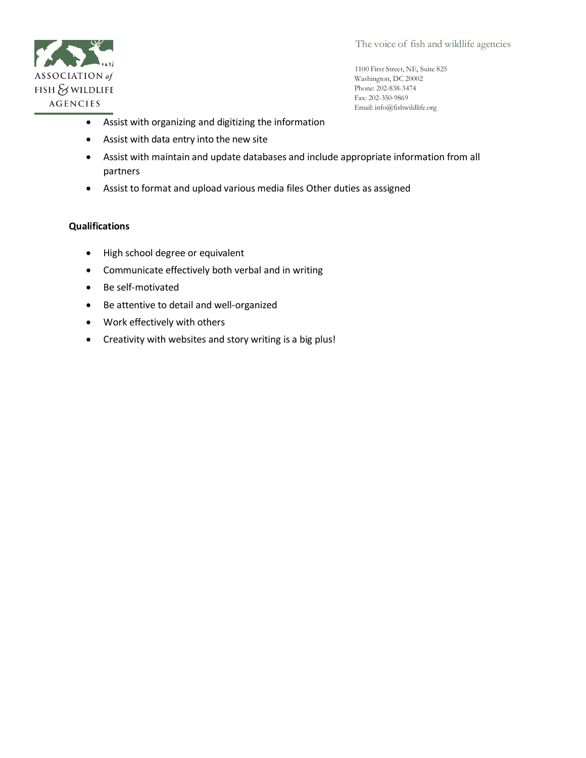- Assist with organizing and digitizing the information
- Assist with data entry into the new site
- Assist with maintain and update databases and include appropriate information from all partners
- Assist to format and upload various media files Other duties as assigned

**Qualifications**

- High school degree or equivalent
- Communicate effectively both verbal and in writing
- Be self-motivated
- Be attentive to detail and well-organized
- Work effectively with others
- Creativity with websites and story writing is a big plus!